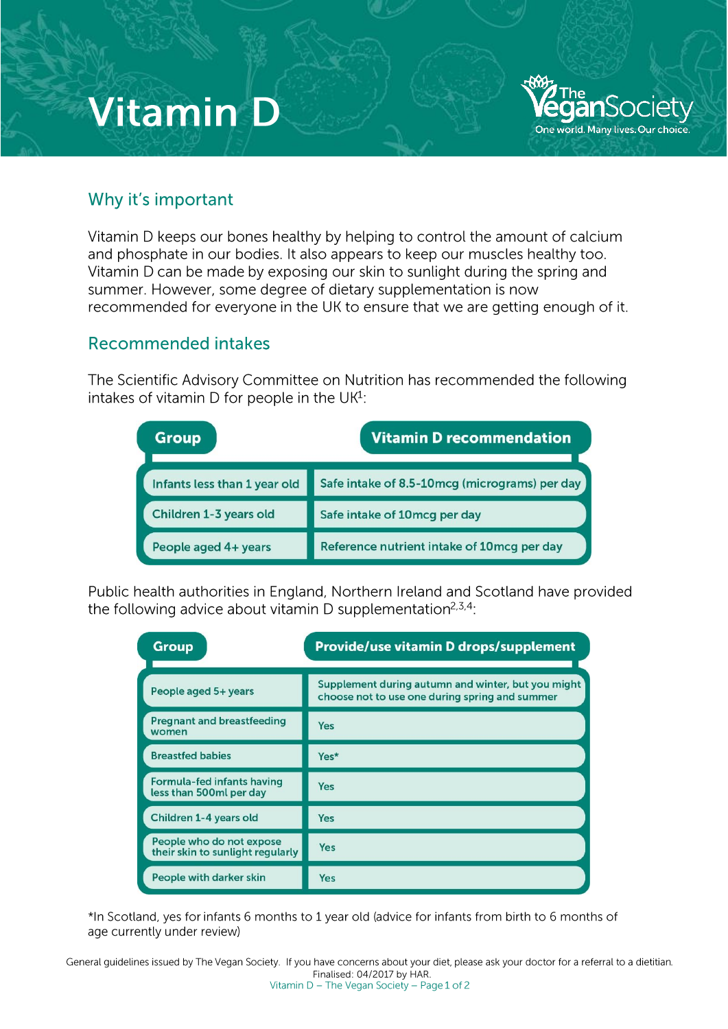# Vitamin D

The Vegan Society
One world. Many lives. Our choice.

## Why it's important

Vitamin D keeps our bones healthy by helping to control the amount of calcium and phosphate in our bodies. It also appears to keep our muscles healthy too. Vitamin D can be made by exposing our skin to sunlight during the spring and summer. However, some degree of dietary supplementation is now recommended for everyone in the UK to ensure that we are getting enough of it.

## Recommended intakes

The Scientific Advisory Committee on Nutrition has recommended the following intakes of vitamin D for people in the UK[1]:

| Group | Vitamin D recommendation |
|---|---|
| Infants less than 1 year old | Safe intake of 8.5-10mcg (micrograms) per day |
| Children 1-3 years old | Safe intake of 10mcg per day |
| People aged 4+ years | Reference nutrient intake of 10mcg per day |

Public health authorities in England, Northern Ireland and Scotland have provided the following advice about vitamin D supplementation[2,3,4]:

| Group | Provide/use vitamin D drops/supplement |
|---|---|
| People aged 5+ years | Supplement during autumn and winter, but you might choose not to use one during spring and summer |
| Pregnant and breastfeeding women | Yes |
| Breastfed babies | Yes* |
| Formula-fed infants having less than 500ml per day | Yes |
| Children 1-4 years old | Yes |
| People who do not expose their skin to sunlight regularly | Yes |
| People with darker skin | Yes |

*In Scotland, yes for infants 6 months to 1 year old (advice for infants from birth to 6 months of age currently under review)

General guidelines issued by The Vegan Society. If you have concerns about your diet, please ask your doctor for a referral to a dietitian.
Finalised: 04/2017 by HAR.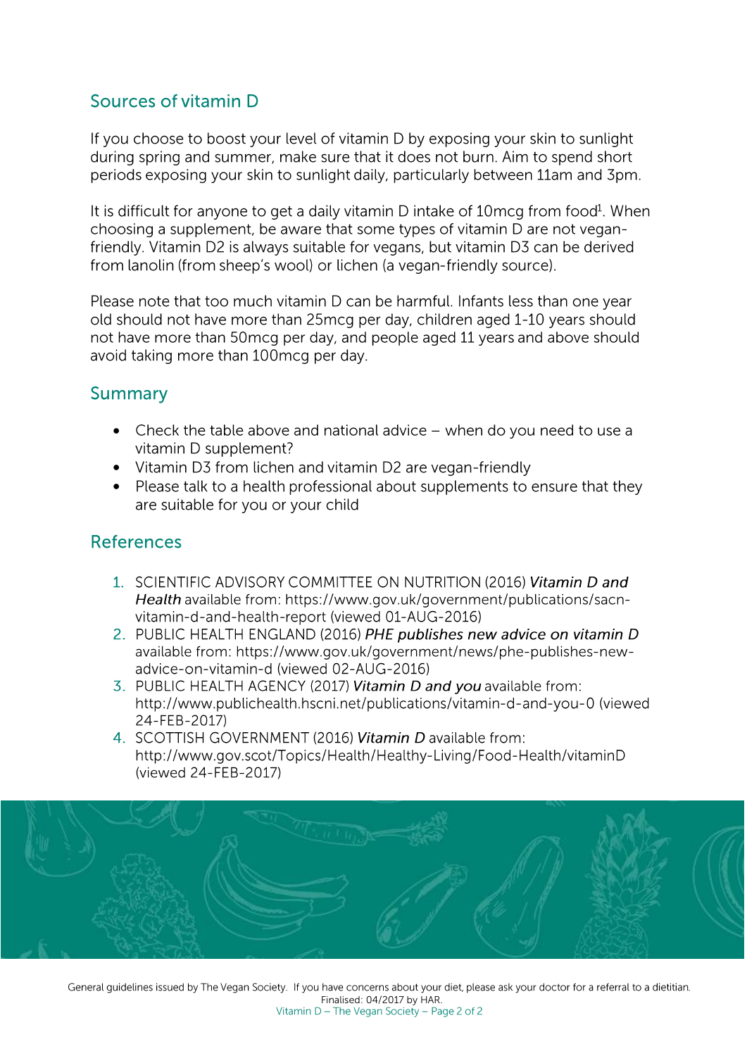## Sources of vitamin D

If you choose to boost your level of vitamin D by exposing your skin to sunlight during spring and summer, make sure that it does not burn. Aim to spend short periods exposing your skin to sunlight daily, particularly between 11am and 3pm.

It is difficult for anyone to get a daily vitamin D intake of 10mcg from food[1]. When choosing a supplement, be aware that some types of vitamin D are not vegan-friendly. Vitamin D2 is always suitable for vegans, but vitamin D3 can be derived from lanolin (from sheep's wool) or lichen (a vegan-friendly source).

Please note that too much vitamin D can be harmful. Infants less than one year old should not have more than 25mcg per day, children aged 1-10 years should not have more than 50mcg per day, and people aged 11 years and above should avoid taking more than 100mcg per day.

## Summary

- Check the table above and national advice – when do you need to use a vitamin D supplement?
- Vitamin D3 from lichen and vitamin D2 are vegan-friendly
- Please talk to a health professional about supplements to ensure that they are suitable for you or your child

## References

1. SCIENTIFIC ADVISORY COMMITTEE ON NUTRITION (2016) ***Vitamin D and Health*** available from: https://www.gov.uk/government/publications/sacn-vitamin-d-and-health-report (viewed 01-AUG-2016)
2. PUBLIC HEALTH ENGLAND (2016) ***PHE publishes new advice on vitamin D*** available from: https://www.gov.uk/government/news/phe-publishes-new-advice-on-vitamin-d (viewed 02-AUG-2016)
3. PUBLIC HEALTH AGENCY (2017) ***Vitamin D and you*** available from: http://www.publichealth.hscni.net/publications/vitamin-d-and-you-0 (viewed 24-FEB-2017)
4. SCOTTISH GOVERNMENT (2016) ***Vitamin D*** available from: http://www.gov.scot/Topics/Health/Healthy-Living/Food-Health/vitaminD (viewed 24-FEB-2017)

General guidelines issued by The Vegan Society. If you have concerns about your diet, please ask your doctor for a referral to a dietitian.
Finalised: 04/2017 by HAR.